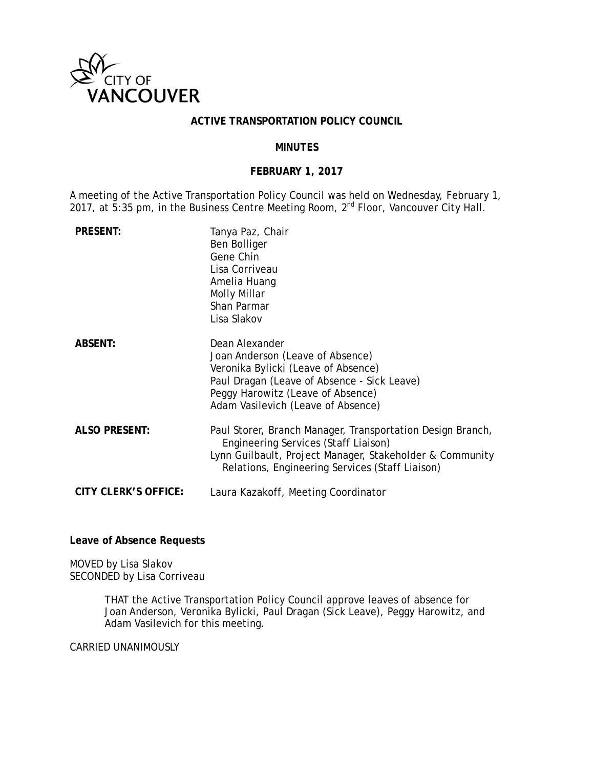CITY OF VANCOUVER

# ACTIVE TRANSPORTATION POLICY COUNCIL

## MINUTES

## FEBRUARY 1, 2017

A meeting of the Active Transportation Policy Council was held on Wednesday, February 1, 2017, at 5:35 pm, in the Business Centre Meeting Room, 2nd Floor, Vancouver City Hall.

| | |
|---|---|
| **PRESENT:** | Tanya Paz, Chair<br>Ben Bolliger<br>Gene Chin<br>Lisa Corriveau<br>Amelia Huang<br>Molly Millar<br>Shan Parmar<br>Lisa Slakov |
| **ABSENT:** | Dean Alexander<br>Joan Anderson (Leave of Absence)<br>Veronika Bylicki (Leave of Absence)<br>Paul Dragan (Leave of Absence - Sick Leave)<br>Peggy Harowitz (Leave of Absence)<br>Adam Vasilevich (Leave of Absence) |
| **ALSO PRESENT:** | Paul Storer, Branch Manager, Transportation Design Branch, Engineering Services (Staff Liaison)<br>Lynn Guilbault, Project Manager, Stakeholder & Community Relations, Engineering Services (Staff Liaison) |
| **CITY CLERK'S OFFICE:** | Laura Kazakoff, Meeting Coordinator |

**Leave of Absence Requests**

MOVED by Lisa Slakov
SECONDED by Lisa Corriveau

> THAT the Active Transportation Policy Council approve leaves of absence for Joan Anderson, Veronika Bylicki, Paul Dragan (Sick Leave), Peggy Harowitz, and Adam Vasilevich for this meeting.

CARRIED UNANIMOUSLY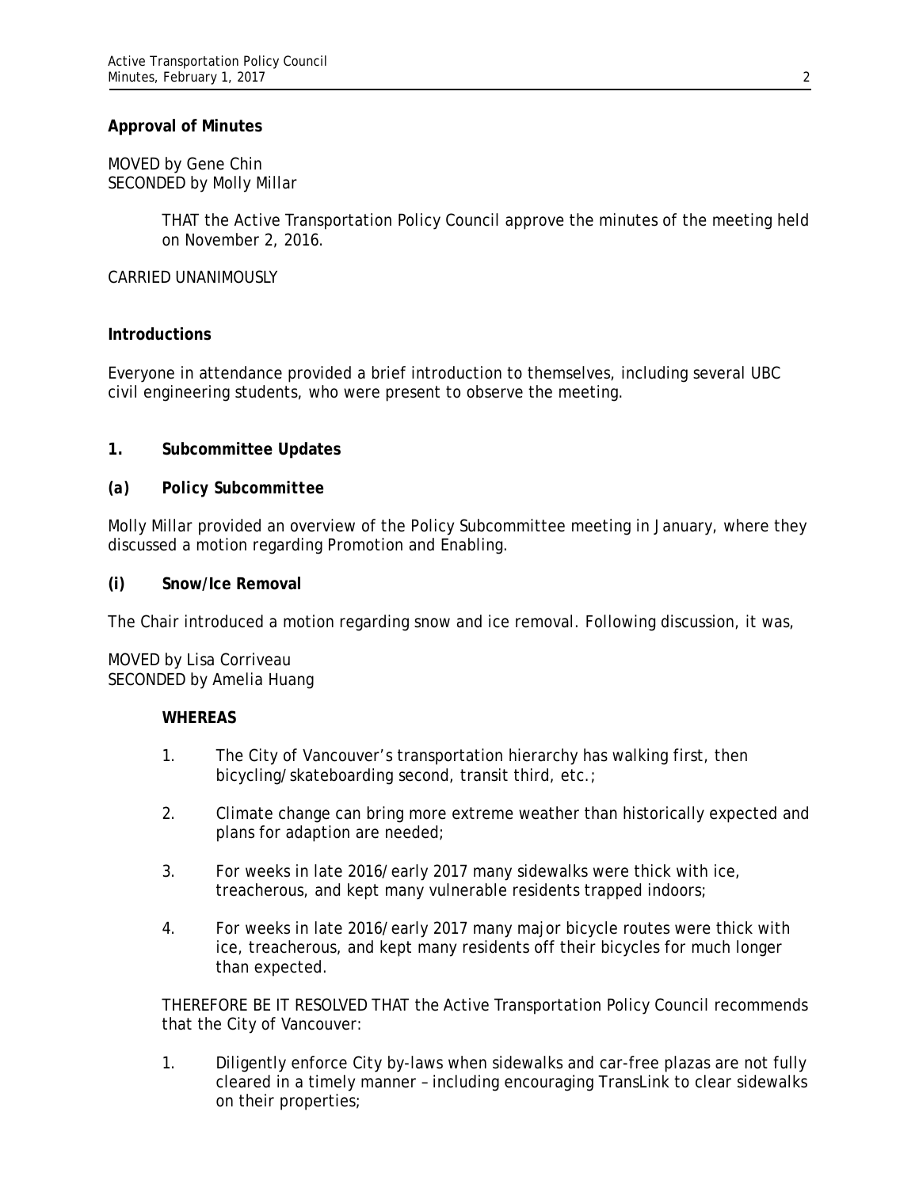**Approval of Minutes**

MOVED by Gene Chin
SECONDED by Molly Millar

> THAT the Active Transportation Policy Council approve the minutes of the meeting held on November 2, 2016.

CARRIED UNANIMOUSLY

**Introductions**

Everyone in attendance provided a brief introduction to themselves, including several UBC civil engineering students, who were present to observe the meeting.

## 1. Subcommittee Updates

### (a) *Policy Subcommittee*

Molly Millar provided an overview of the Policy Subcommittee meeting in January, where they discussed a motion regarding Promotion and Enabling.

#### (i) Snow/Ice Removal

The Chair introduced a motion regarding snow and ice removal. Following discussion, it was,

MOVED by Lisa Corriveau
SECONDED by Amelia Huang

> **WHEREAS**
>
> 1. The City of Vancouver's transportation hierarchy has walking first, then bicycling/skateboarding second, transit third, etc.;
> 2. Climate change can bring more extreme weather than historically expected and plans for adaption are needed;
> 3. For weeks in late 2016/early 2017 many sidewalks were thick with ice, treacherous, and kept many vulnerable residents trapped indoors;
> 4. For weeks in late 2016/early 2017 many major bicycle routes were thick with ice, treacherous, and kept many residents off their bicycles for much longer than expected.
>
> THEREFORE BE IT RESOLVED THAT the Active Transportation Policy Council recommends that the City of Vancouver:
>
> 1. Diligently enforce City by-laws when sidewalks and car-free plazas are not fully cleared in a timely manner – including encouraging TransLink to clear sidewalks on their properties;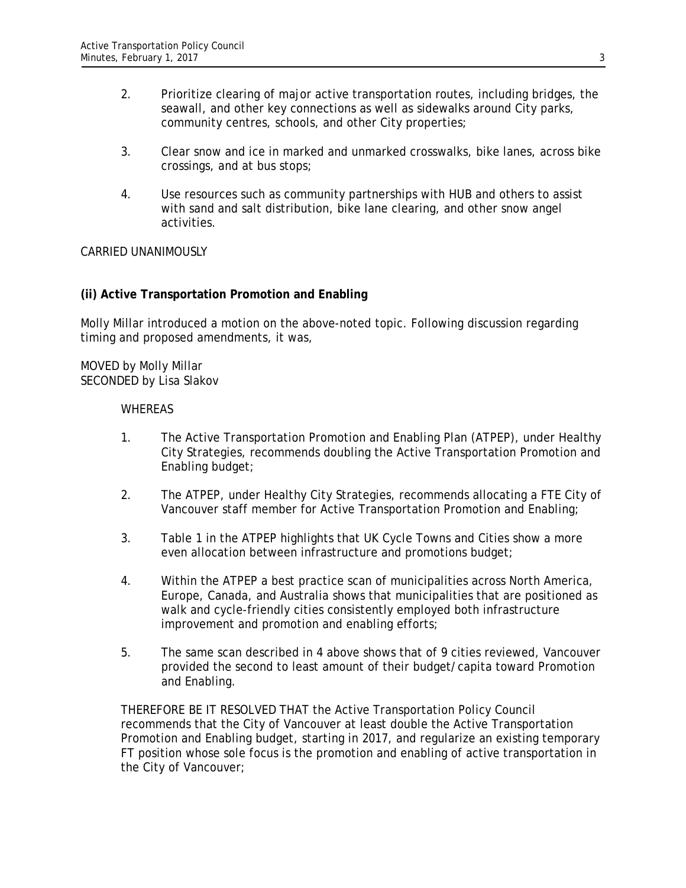2. Prioritize clearing of major active transportation routes, including bridges, the seawall, and other key connections as well as sidewalks around City parks, community centres, schools, and other City properties;

3. Clear snow and ice in marked and unmarked crosswalks, bike lanes, across bike crossings, and at bus stops;

4. Use resources such as community partnerships with HUB and others to assist with sand and salt distribution, bike lane clearing, and other snow angel activities.

CARRIED UNANIMOUSLY

**(ii) Active Transportation Promotion and Enabling**

Molly Millar introduced a motion on the above-noted topic. Following discussion regarding timing and proposed amendments, it was,

MOVED by Molly Millar
SECONDED by Lisa Slakov

WHEREAS

1. The Active Transportation Promotion and Enabling Plan (ATPEP), under Healthy City Strategies, recommends doubling the Active Transportation Promotion and Enabling budget;

2. The ATPEP, under Healthy City Strategies, recommends allocating a FTE City of Vancouver staff member for Active Transportation Promotion and Enabling;

3. Table 1 in the ATPEP highlights that UK Cycle Towns and Cities show a more even allocation between infrastructure and promotions budget;

4. Within the ATPEP a best practice scan of municipalities across North America, Europe, Canada, and Australia shows that municipalities that are positioned as walk and cycle-friendly cities consistently employed both infrastructure improvement and promotion and enabling efforts;

5. The same scan described in 4 above shows that of 9 cities reviewed, Vancouver provided the second to least amount of their budget/capita toward Promotion and Enabling.

THEREFORE BE IT RESOLVED THAT the Active Transportation Policy Council recommends that the City of Vancouver at least double the Active Transportation Promotion and Enabling budget, starting in 2017, and regularize an existing temporary FT position whose sole focus is the promotion and enabling of active transportation in the City of Vancouver;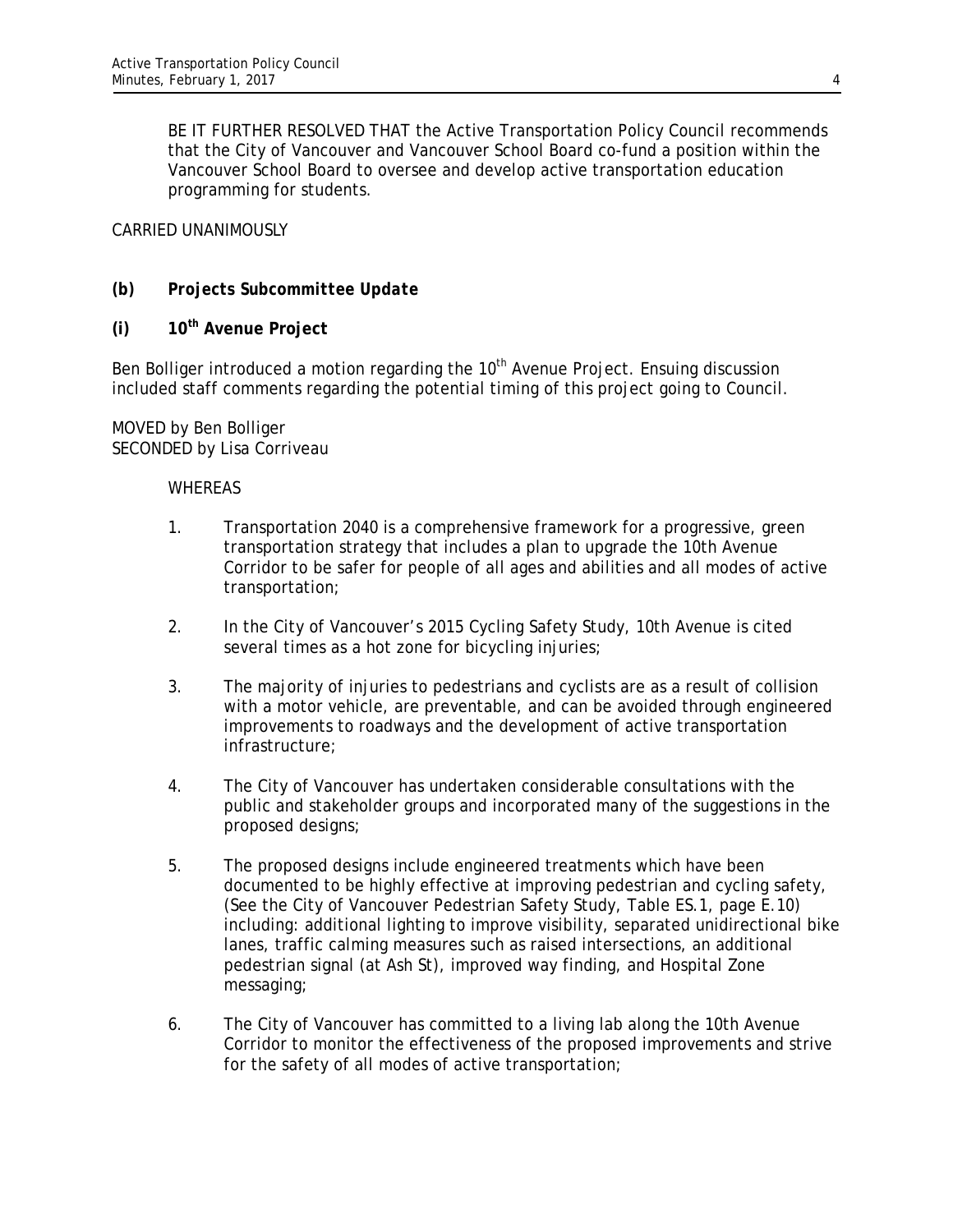BE IT FURTHER RESOLVED THAT the Active Transportation Policy Council recommends that the City of Vancouver and Vancouver School Board co-fund a position within the Vancouver School Board to oversee and develop active transportation education programming for students.

CARRIED UNANIMOUSLY

**(b) *Projects Subcommittee Update***

**(i) 10th Avenue Project**

Ben Bolliger introduced a motion regarding the 10th Avenue Project. Ensuing discussion included staff comments regarding the potential timing of this project going to Council.

MOVED by Ben Bolliger
SECONDED by Lisa Corriveau

WHEREAS

1. Transportation 2040 is a comprehensive framework for a progressive, green transportation strategy that includes a plan to upgrade the 10th Avenue Corridor to be safer for people of all ages and abilities and all modes of active transportation;

2. In the City of Vancouver's 2015 Cycling Safety Study, 10th Avenue is cited several times as a hot zone for bicycling injuries;

3. The majority of injuries to pedestrians and cyclists are as a result of collision with a motor vehicle, are preventable, and can be avoided through engineered improvements to roadways and the development of active transportation infrastructure;

4. The City of Vancouver has undertaken considerable consultations with the public and stakeholder groups and incorporated many of the suggestions in the proposed designs;

5. The proposed designs include engineered treatments which have been documented to be highly effective at improving pedestrian and cycling safety, (See the City of Vancouver Pedestrian Safety Study, Table ES.1, page E.10) including: additional lighting to improve visibility, separated unidirectional bike lanes, traffic calming measures such as raised intersections, an additional pedestrian signal (at Ash St), improved way finding, and Hospital Zone messaging;

6. The City of Vancouver has committed to a living lab along the 10th Avenue Corridor to monitor the effectiveness of the proposed improvements and strive for the safety of all modes of active transportation;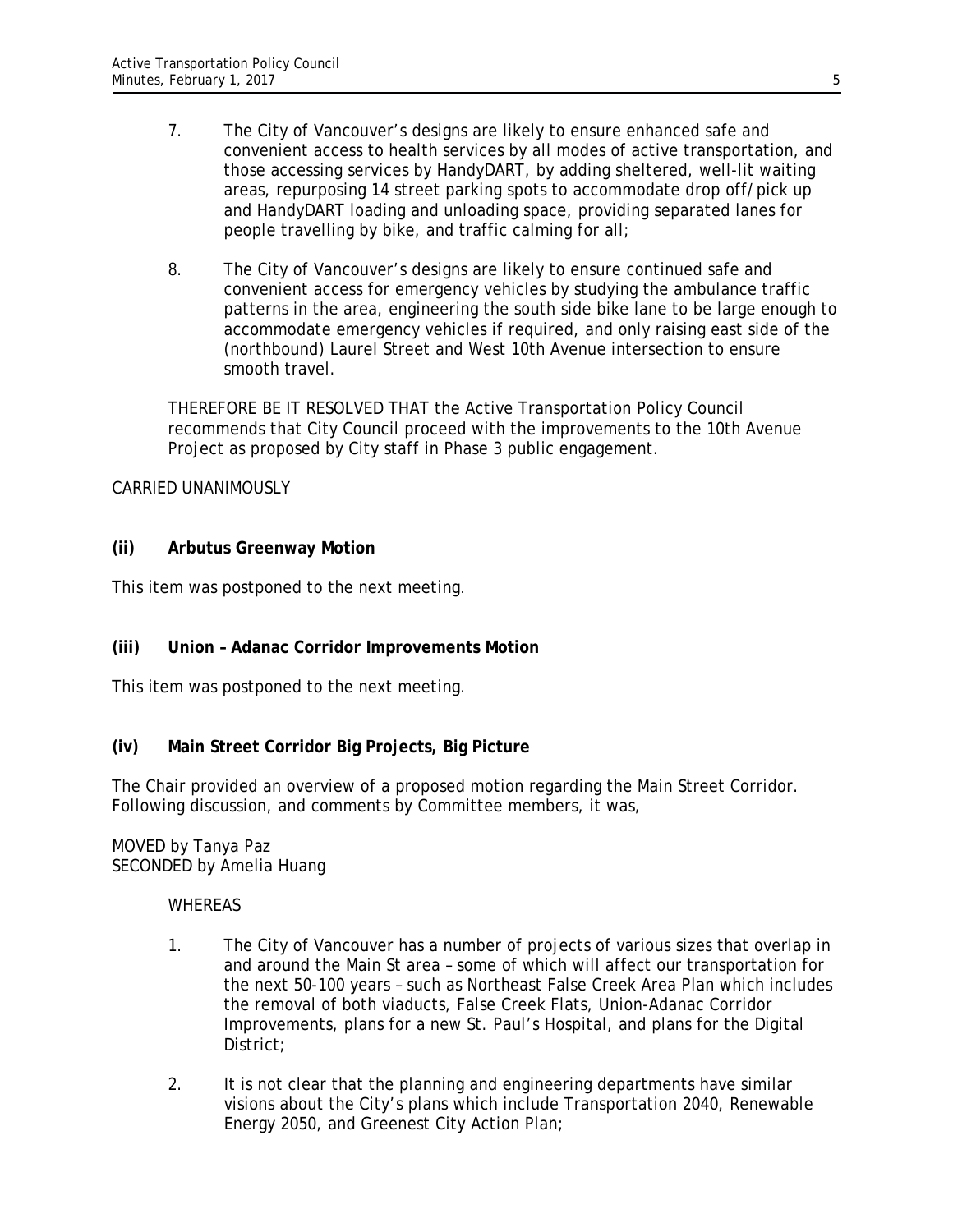7. The City of Vancouver's designs are likely to ensure enhanced safe and convenient access to health services by all modes of active transportation, and those accessing services by HandyDART, by adding sheltered, well-lit waiting areas, repurposing 14 street parking spots to accommodate drop off/pick up and HandyDART loading and unloading space, providing separated lanes for people travelling by bike, and traffic calming for all;

8. The City of Vancouver's designs are likely to ensure continued safe and convenient access for emergency vehicles by studying the ambulance traffic patterns in the area, engineering the south side bike lane to be large enough to accommodate emergency vehicles if required, and only raising east side of the (northbound) Laurel Street and West 10th Avenue intersection to ensure smooth travel.

THEREFORE BE IT RESOLVED THAT the Active Transportation Policy Council recommends that City Council proceed with the improvements to the 10th Avenue Project as proposed by City staff in Phase 3 public engagement.

CARRIED UNANIMOUSLY

**(ii) Arbutus Greenway Motion**

This item was postponed to the next meeting.

**(iii) Union – Adanac Corridor Improvements Motion**

This item was postponed to the next meeting.

**(iv) Main Street Corridor Big Projects, Big Picture**

The Chair provided an overview of a proposed motion regarding the Main Street Corridor. Following discussion, and comments by Committee members, it was,

MOVED by Tanya Paz
SECONDED by Amelia Huang

WHEREAS

1. The City of Vancouver has a number of projects of various sizes that overlap in and around the Main St area – some of which will affect our transportation for the next 50-100 years – such as Northeast False Creek Area Plan which includes the removal of both viaducts, False Creek Flats, Union-Adanac Corridor Improvements, plans for a new St. Paul's Hospital, and plans for the Digital District;

2. It is not clear that the planning and engineering departments have similar visions about the City's plans which include Transportation 2040, Renewable Energy 2050, and Greenest City Action Plan;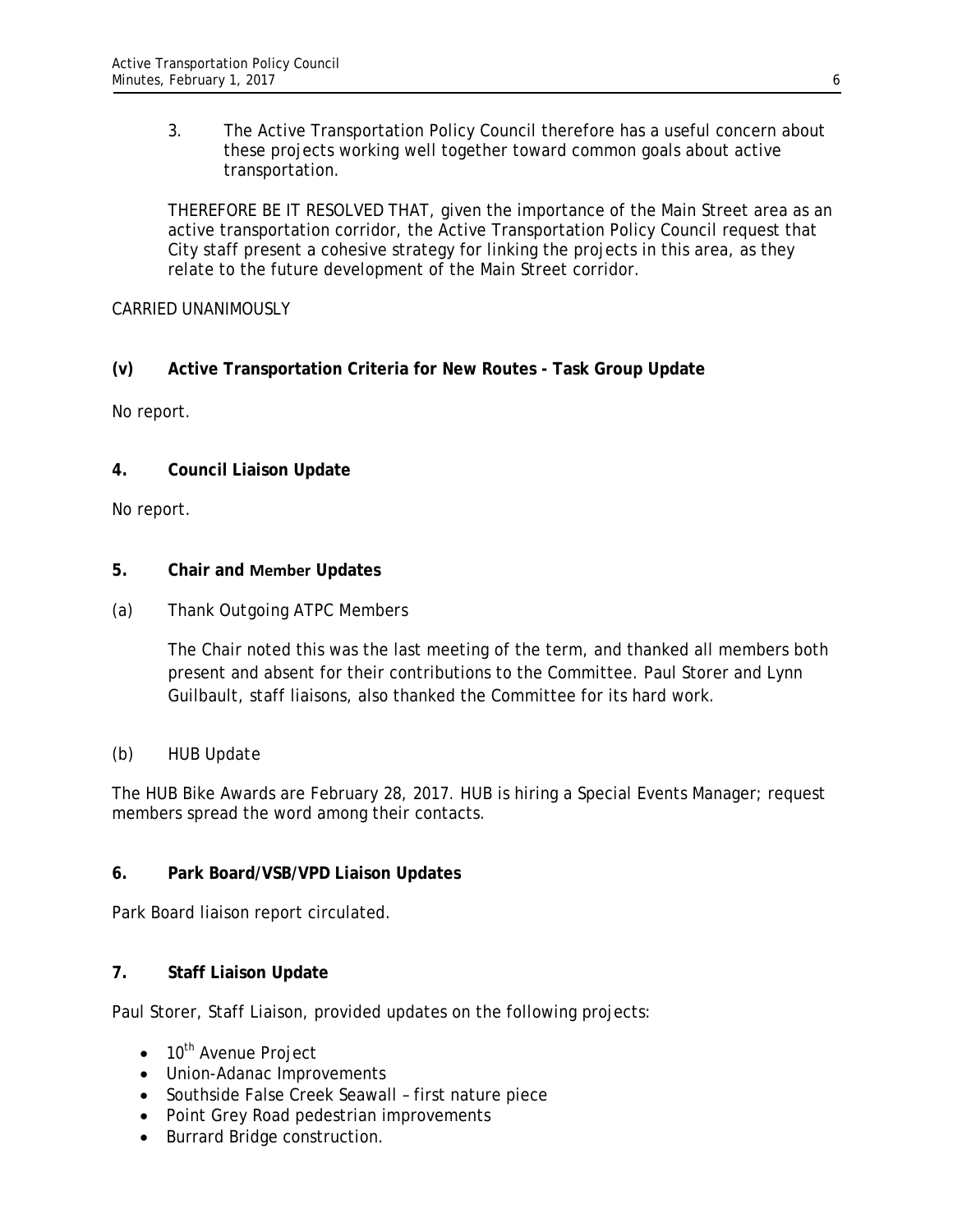3. The Active Transportation Policy Council therefore has a useful concern about these projects working well together toward common goals about active transportation.

THEREFORE BE IT RESOLVED THAT, given the importance of the Main Street area as an active transportation corridor, the Active Transportation Policy Council request that City staff present a cohesive strategy for linking the projects in this area, as they relate to the future development of the Main Street corridor.

CARRIED UNANIMOUSLY

**(v) Active Transportation Criteria for New Routes - Task Group Update**

No report.

**4. Council Liaison Update**

No report.

**5. Chair and Member Updates**

(a) Thank Outgoing ATPC Members

The Chair noted this was the last meeting of the term, and thanked all members both present and absent for their contributions to the Committee. Paul Storer and Lynn Guilbault, staff liaisons, also thanked the Committee for its hard work.

(b) HUB Update

The HUB Bike Awards are February 28, 2017. HUB is hiring a Special Events Manager; request members spread the word among their contacts.

**6. Park Board/VSB/VPD Liaison Updates**

Park Board liaison report circulated.

**7. Staff Liaison Update**

Paul Storer, Staff Liaison, provided updates on the following projects:

- 10th Avenue Project
- Union-Adanac Improvements
- Southside False Creek Seawall – first nature piece
- Point Grey Road pedestrian improvements
- Burrard Bridge construction.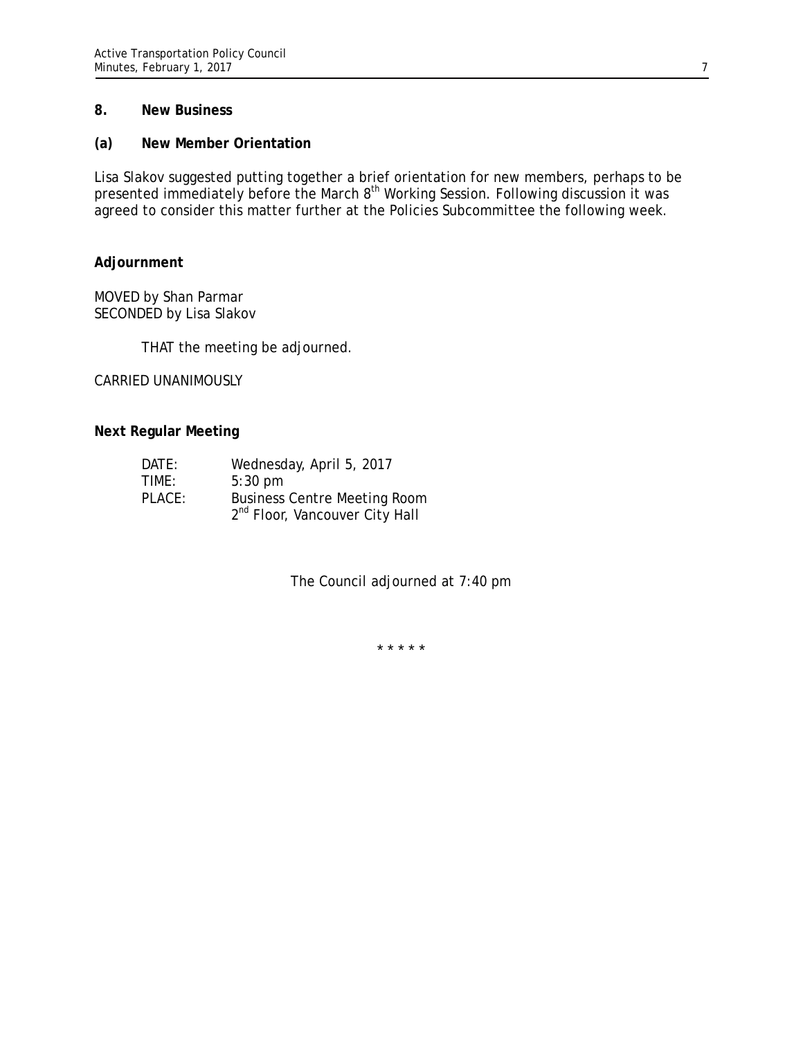## 8. New Business

### (a) New Member Orientation

Lisa Slakov suggested putting together a brief orientation for new members, perhaps to be presented immediately before the March 8th Working Session. Following discussion it was agreed to consider this matter further at the Policies Subcommittee the following week.

**Adjournment**

MOVED by Shan Parmar
SECONDED by Lisa Slakov

THAT the meeting be adjourned.

CARRIED UNANIMOUSLY

**Next Regular Meeting**

| | |
|---|---|
| DATE: | Wednesday, April 5, 2017 |
| TIME: | 5:30 pm |
| PLACE: | Business Centre Meeting Room<br>2nd Floor, Vancouver City Hall |

The Council adjourned at 7:40 pm

\* \* \* \* \*